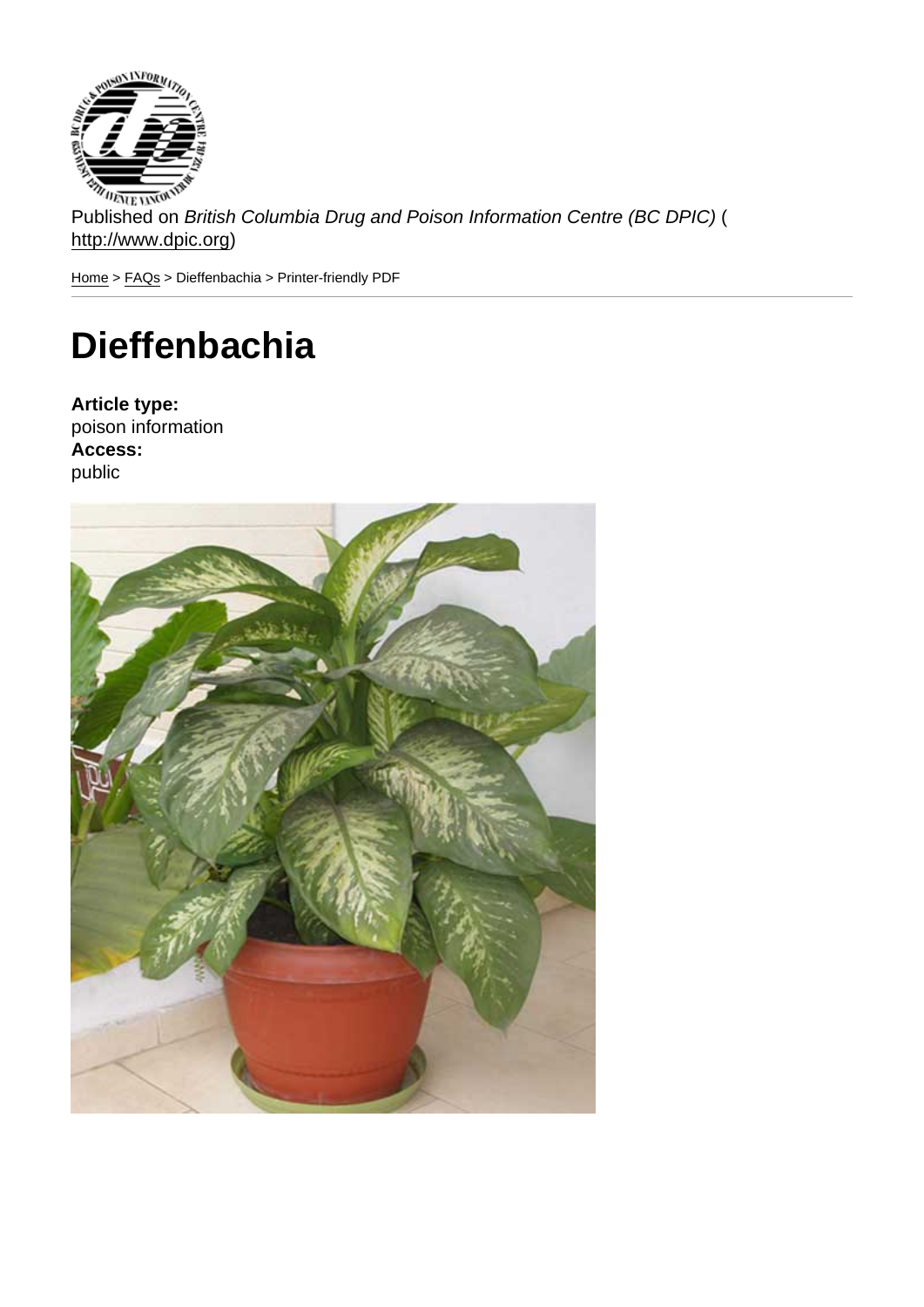Published on *British Columbia Drug and Poison Information Centre (BC DPIC)* ( http://www.dpic.org)

Home > FAQs > Dieffenbachia > Printer-friendly PDF

# Dieffenbachia

**Article type:**
poison information
**Access:**
public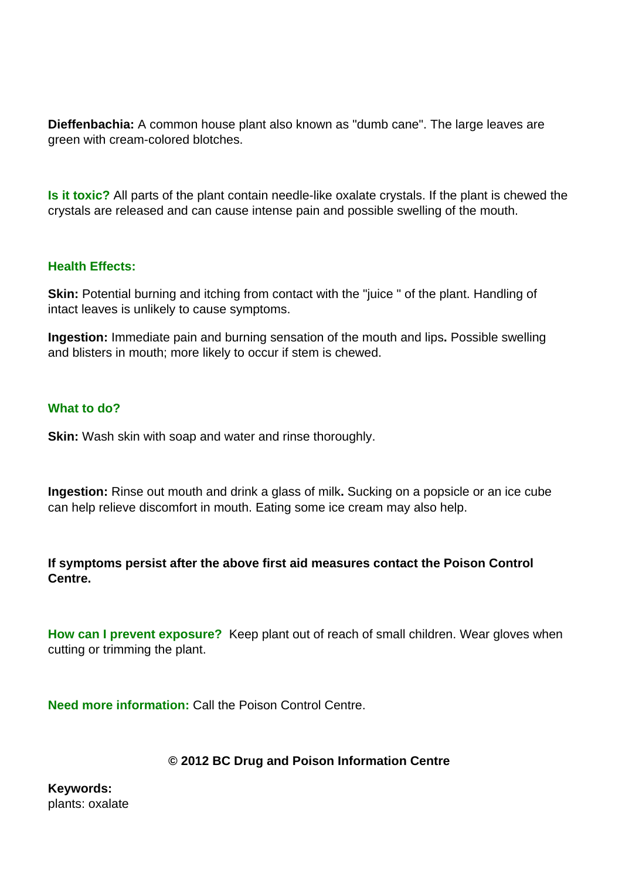**Dieffenbachia:** A common house plant also known as "dumb cane". The large leaves are green with cream-colored blotches.

**Is it toxic?** All parts of the plant contain needle-like oxalate crystals. If the plant is chewed the crystals are released and can cause intense pain and possible swelling of the mouth.

## Health Effects:

**Skin:** Potential burning and itching from contact with the "juice " of the plant. Handling of intact leaves is unlikely to cause symptoms.

**Ingestion:** Immediate pain and burning sensation of the mouth and lips**.** Possible swelling and blisters in mouth; more likely to occur if stem is chewed.

## What to do?

**Skin:** Wash skin with soap and water and rinse thoroughly.

**Ingestion:** Rinse out mouth and drink a glass of milk**.** Sucking on a popsicle or an ice cube can help relieve discomfort in mouth. Eating some ice cream may also help.

**If symptoms persist after the above first aid measures contact the Poison Control Centre.**

**How can I prevent exposure?** Keep plant out of reach of small children. Wear gloves when cutting or trimming the plant.

**Need more information:** Call the Poison Control Centre.

**© 2012 BC Drug and Poison Information Centre**

**Keywords:**
plants: oxalate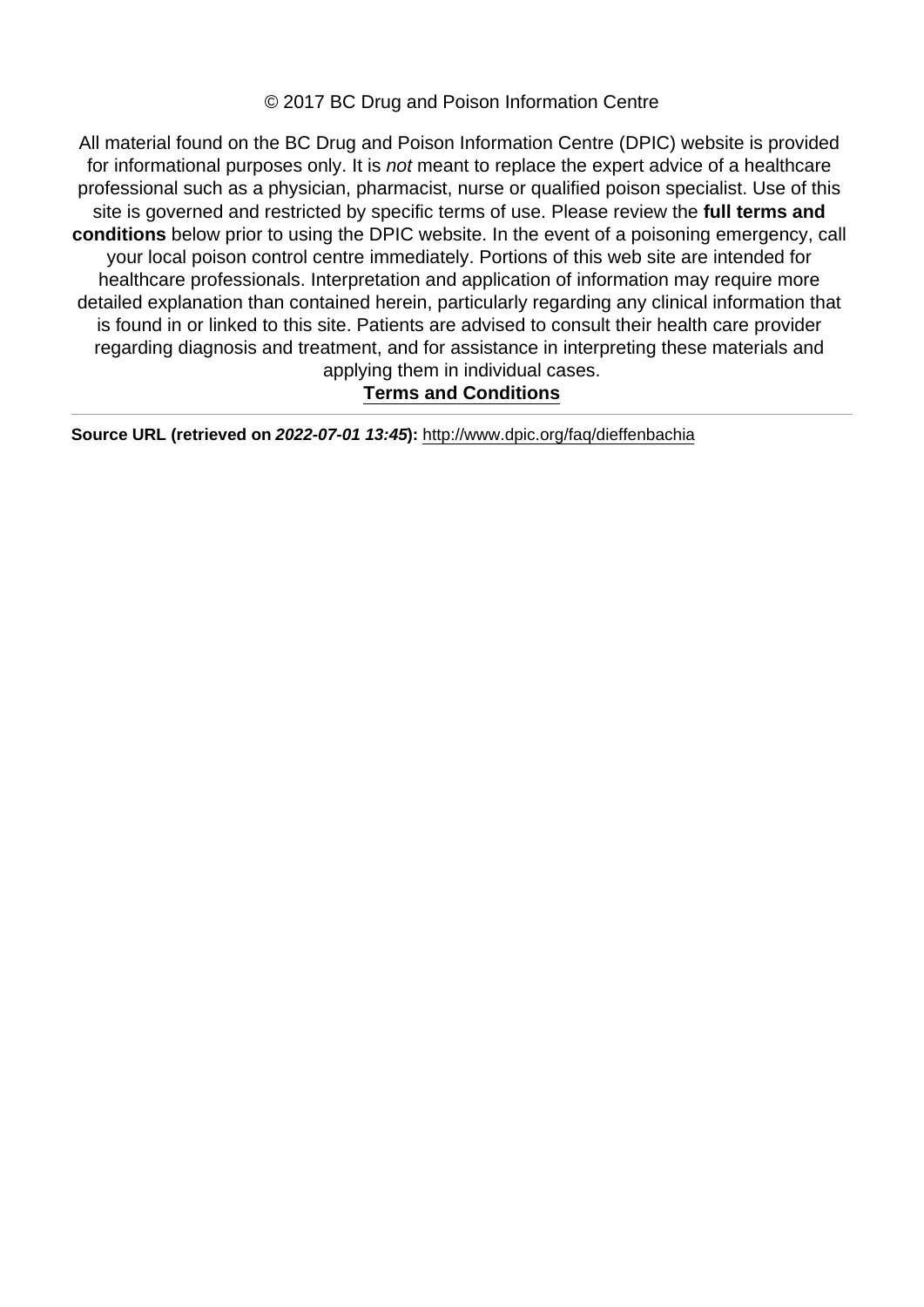© 2017 BC Drug and Poison Information Centre

All material found on the BC Drug and Poison Information Centre (DPIC) website is provided for informational purposes only. It is *not* meant to replace the expert advice of a healthcare professional such as a physician, pharmacist, nurse or qualified poison specialist. Use of this site is governed and restricted by specific terms of use. Please review the **full terms and conditions** below prior to using the DPIC website. In the event of a poisoning emergency, call your local poison control centre immediately. Portions of this web site are intended for healthcare professionals. Interpretation and application of information may require more detailed explanation than contained herein, particularly regarding any clinical information that is found in or linked to this site. Patients are advised to consult their health care provider regarding diagnosis and treatment, and for assistance in interpreting these materials and applying them in individual cases.

**Terms and Conditions**

---

**Source URL (retrieved on *2022-07-01 13:45*):** http://www.dpic.org/faq/dieffenbachia